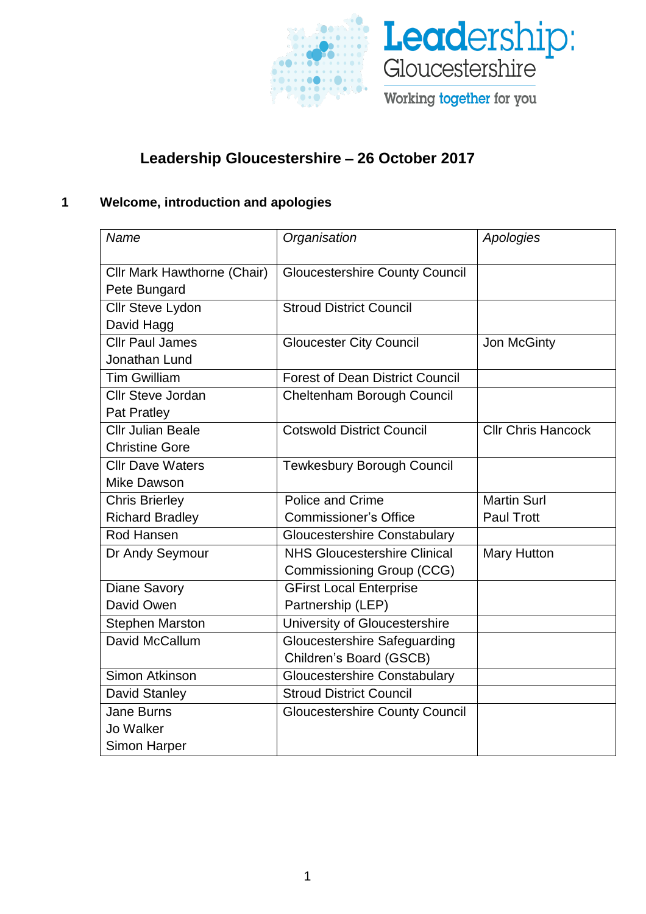Leadership: Gloucestershire

Working together for you

# Leadership Gloucestershire – 26 October 2017

## 1 Welcome, introduction and apologies

| *Name* | *Organisation* | *Apologies* |
|---|---|---|
| Cllr Mark Hawthorne (Chair)<br>Pete Bungard | Gloucestershire County Council | |
| Cllr Steve Lydon<br>David Hagg | Stroud District Council | |
| Cllr Paul James<br>Jonathan Lund | Gloucester City Council | Jon McGinty |
| Tim Gwilliam | Forest of Dean District Council | |
| Cllr Steve Jordan<br>Pat Pratley | Cheltenham Borough Council | |
| Cllr Julian Beale<br>Christine Gore | Cotswold District Council | Cllr Chris Hancock |
| Cllr Dave Waters<br>Mike Dawson | Tewkesbury Borough Council | |
| Chris Brierley<br>Richard Bradley | Police and Crime Commissioner's Office | Martin Surl<br>Paul Trott |
| Rod Hansen | Gloucestershire Constabulary | |
| Dr Andy Seymour | NHS Gloucestershire Clinical Commissioning Group (CCG) | Mary Hutton |
| Diane Savory<br>David Owen | GFirst Local Enterprise Partnership (LEP) | |
| Stephen Marston | University of Gloucestershire | |
| David McCallum | Gloucestershire Safeguarding Children's Board (GSCB) | |
| Simon Atkinson | Gloucestershire Constabulary | |
| David Stanley | Stroud District Council | |
| Jane Burns<br>Jo Walker<br>Simon Harper | Gloucestershire County Council | |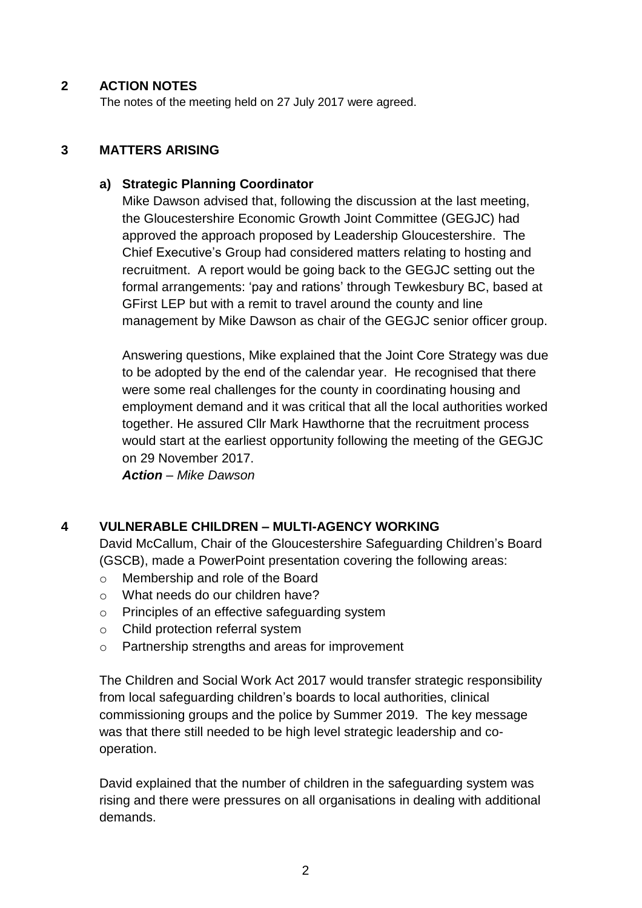## 2 ACTION NOTES

The notes of the meeting held on 27 July 2017 were agreed.

## 3 MATTERS ARISING

### a) Strategic Planning Coordinator

Mike Dawson advised that, following the discussion at the last meeting, the Gloucestershire Economic Growth Joint Committee (GEGJC) had approved the approach proposed by Leadership Gloucestershire. The Chief Executive's Group had considered matters relating to hosting and recruitment. A report would be going back to the GEGJC setting out the formal arrangements: 'pay and rations' through Tewkesbury BC, based at GFirst LEP but with a remit to travel around the county and line management by Mike Dawson as chair of the GEGJC senior officer group.

Answering questions, Mike explained that the Joint Core Strategy was due to be adopted by the end of the calendar year. He recognised that there were some real challenges for the county in coordinating housing and employment demand and it was critical that all the local authorities worked together. He assured Cllr Mark Hawthorne that the recruitment process would start at the earliest opportunity following the meeting of the GEGJC on 29 November 2017.

***Action** – Mike Dawson*

## 4 VULNERABLE CHILDREN – MULTI-AGENCY WORKING

David McCallum, Chair of the Gloucestershire Safeguarding Children's Board (GSCB), made a PowerPoint presentation covering the following areas:

- Membership and role of the Board
- What needs do our children have?
- Principles of an effective safeguarding system
- Child protection referral system
- Partnership strengths and areas for improvement

The Children and Social Work Act 2017 would transfer strategic responsibility from local safeguarding children's boards to local authorities, clinical commissioning groups and the police by Summer 2019. The key message was that there still needed to be high level strategic leadership and co-operation.

David explained that the number of children in the safeguarding system was rising and there were pressures on all organisations in dealing with additional demands.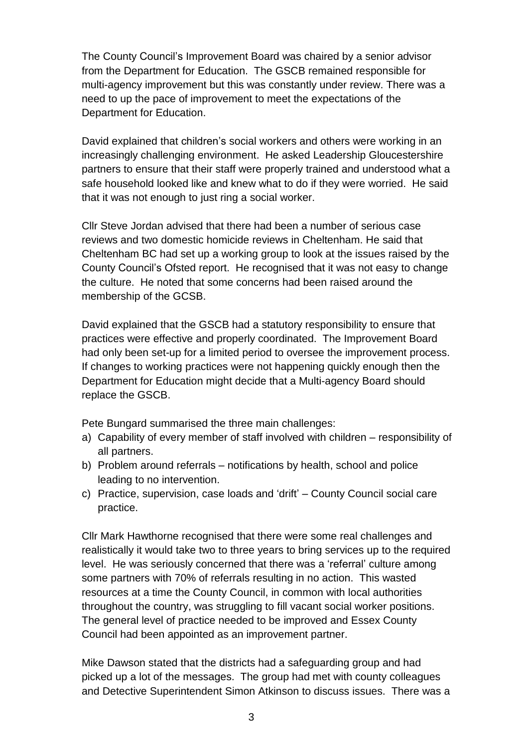The County Council's Improvement Board was chaired by a senior advisor from the Department for Education. The GSCB remained responsible for multi-agency improvement but this was constantly under review. There was a need to up the pace of improvement to meet the expectations of the Department for Education.

David explained that children's social workers and others were working in an increasingly challenging environment. He asked Leadership Gloucestershire partners to ensure that their staff were properly trained and understood what a safe household looked like and knew what to do if they were worried. He said that it was not enough to just ring a social worker.

Cllr Steve Jordan advised that there had been a number of serious case reviews and two domestic homicide reviews in Cheltenham. He said that Cheltenham BC had set up a working group to look at the issues raised by the County Council's Ofsted report. He recognised that it was not easy to change the culture. He noted that some concerns had been raised around the membership of the GCSB.

David explained that the GSCB had a statutory responsibility to ensure that practices were effective and properly coordinated. The Improvement Board had only been set-up for a limited period to oversee the improvement process. If changes to working practices were not happening quickly enough then the Department for Education might decide that a Multi-agency Board should replace the GSCB.

Pete Bungard summarised the three main challenges:

a) Capability of every member of staff involved with children – responsibility of all partners.
b) Problem around referrals – notifications by health, school and police leading to no intervention.
c) Practice, supervision, case loads and 'drift' – County Council social care practice.

Cllr Mark Hawthorne recognised that there were some real challenges and realistically it would take two to three years to bring services up to the required level. He was seriously concerned that there was a 'referral' culture among some partners with 70% of referrals resulting in no action. This wasted resources at a time the County Council, in common with local authorities throughout the country, was struggling to fill vacant social worker positions. The general level of practice needed to be improved and Essex County Council had been appointed as an improvement partner.

Mike Dawson stated that the districts had a safeguarding group and had picked up a lot of the messages. The group had met with county colleagues and Detective Superintendent Simon Atkinson to discuss issues. There was a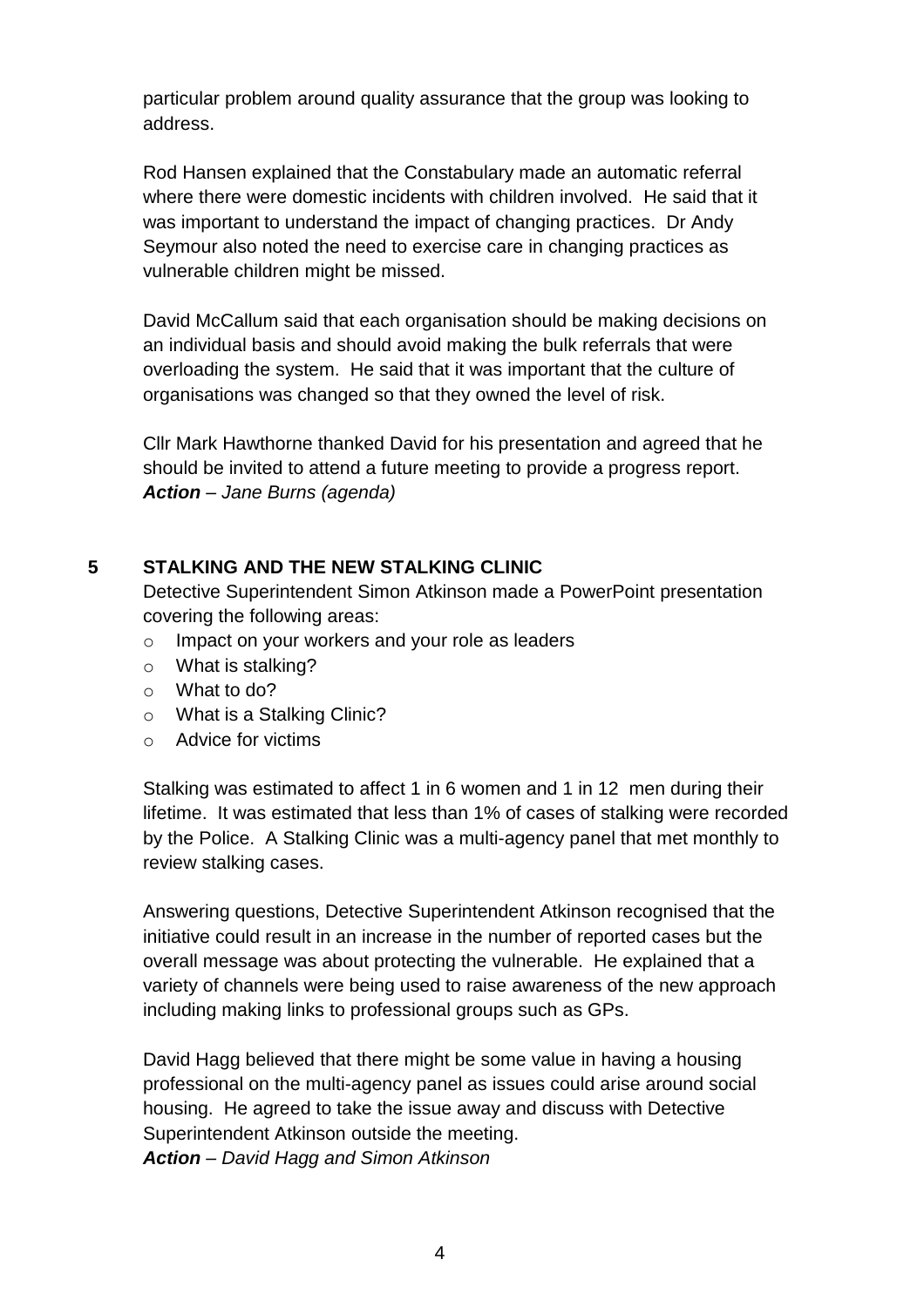particular problem around quality assurance that the group was looking to address.

Rod Hansen explained that the Constabulary made an automatic referral where there were domestic incidents with children involved. He said that it was important to understand the impact of changing practices. Dr Andy Seymour also noted the need to exercise care in changing practices as vulnerable children might be missed.

David McCallum said that each organisation should be making decisions on an individual basis and should avoid making the bulk referrals that were overloading the system. He said that it was important that the culture of organisations was changed so that they owned the level of risk.

Cllr Mark Hawthorne thanked David for his presentation and agreed that he should be invited to attend a future meeting to provide a progress report.
***Action*** *– Jane Burns (agenda)*

## 5 STALKING AND THE NEW STALKING CLINIC

Detective Superintendent Simon Atkinson made a PowerPoint presentation covering the following areas:

- Impact on your workers and your role as leaders
- What is stalking?
- What to do?
- What is a Stalking Clinic?
- Advice for victims

Stalking was estimated to affect 1 in 6 women and 1 in 12 men during their lifetime. It was estimated that less than 1% of cases of stalking were recorded by the Police. A Stalking Clinic was a multi-agency panel that met monthly to review stalking cases.

Answering questions, Detective Superintendent Atkinson recognised that the initiative could result in an increase in the number of reported cases but the overall message was about protecting the vulnerable. He explained that a variety of channels were being used to raise awareness of the new approach including making links to professional groups such as GPs.

David Hagg believed that there might be some value in having a housing professional on the multi-agency panel as issues could arise around social housing. He agreed to take the issue away and discuss with Detective Superintendent Atkinson outside the meeting.
***Action*** *– David Hagg and Simon Atkinson*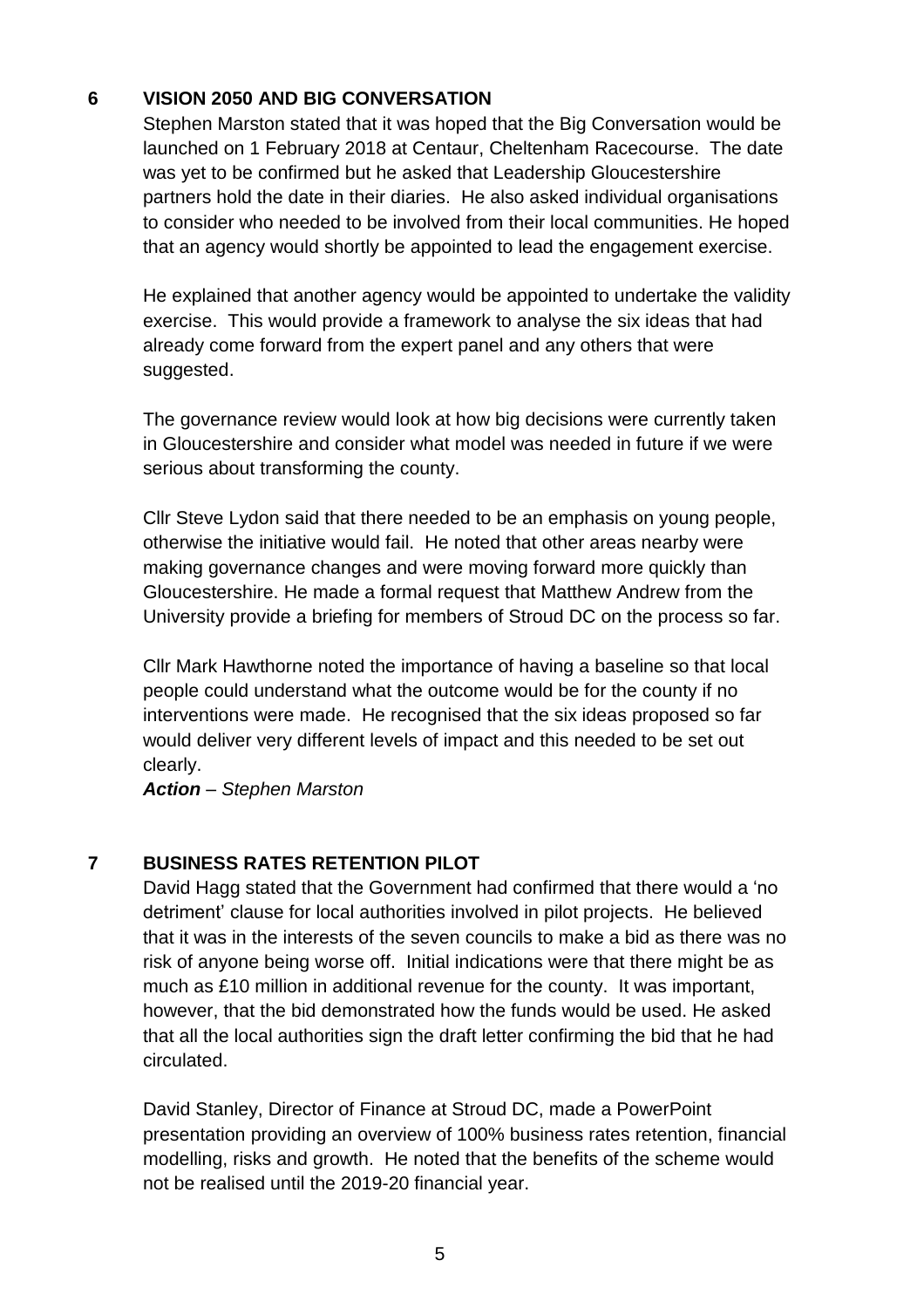## 6 VISION 2050 AND BIG CONVERSATION

Stephen Marston stated that it was hoped that the Big Conversation would be launched on 1 February 2018 at Centaur, Cheltenham Racecourse. The date was yet to be confirmed but he asked that Leadership Gloucestershire partners hold the date in their diaries. He also asked individual organisations to consider who needed to be involved from their local communities. He hoped that an agency would shortly be appointed to lead the engagement exercise.

He explained that another agency would be appointed to undertake the validity exercise. This would provide a framework to analyse the six ideas that had already come forward from the expert panel and any others that were suggested.

The governance review would look at how big decisions were currently taken in Gloucestershire and consider what model was needed in future if we were serious about transforming the county.

Cllr Steve Lydon said that there needed to be an emphasis on young people, otherwise the initiative would fail. He noted that other areas nearby were making governance changes and were moving forward more quickly than Gloucestershire. He made a formal request that Matthew Andrew from the University provide a briefing for members of Stroud DC on the process so far.

Cllr Mark Hawthorne noted the importance of having a baseline so that local people could understand what the outcome would be for the county if no interventions were made. He recognised that the six ideas proposed so far would deliver very different levels of impact and this needed to be set out clearly.

***Action*** *– Stephen Marston*

## 7 BUSINESS RATES RETENTION PILOT

David Hagg stated that the Government had confirmed that there would a 'no detriment' clause for local authorities involved in pilot projects. He believed that it was in the interests of the seven councils to make a bid as there was no risk of anyone being worse off. Initial indications were that there might be as much as £10 million in additional revenue for the county. It was important, however, that the bid demonstrated how the funds would be used. He asked that all the local authorities sign the draft letter confirming the bid that he had circulated.

David Stanley, Director of Finance at Stroud DC, made a PowerPoint presentation providing an overview of 100% business rates retention, financial modelling, risks and growth. He noted that the benefits of the scheme would not be realised until the 2019-20 financial year.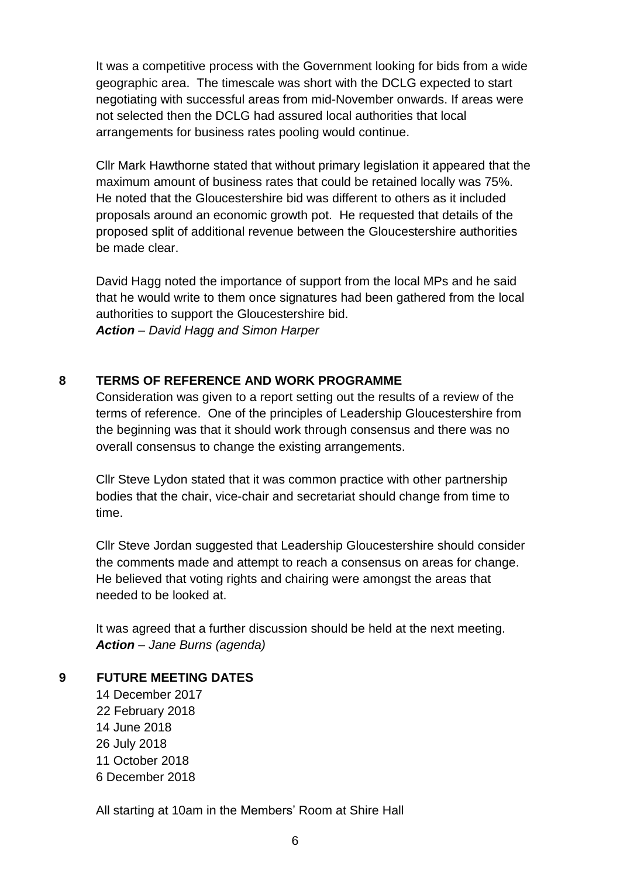It was a competitive process with the Government looking for bids from a wide geographic area. The timescale was short with the DCLG expected to start negotiating with successful areas from mid-November onwards. If areas were not selected then the DCLG had assured local authorities that local arrangements for business rates pooling would continue.

Cllr Mark Hawthorne stated that without primary legislation it appeared that the maximum amount of business rates that could be retained locally was 75%. He noted that the Gloucestershire bid was different to others as it included proposals around an economic growth pot. He requested that details of the proposed split of additional revenue between the Gloucestershire authorities be made clear.

David Hagg noted the importance of support from the local MPs and he said that he would write to them once signatures had been gathered from the local authorities to support the Gloucestershire bid.
***Action** – David Hagg and Simon Harper*

## 8 TERMS OF REFERENCE AND WORK PROGRAMME

Consideration was given to a report setting out the results of a review of the terms of reference. One of the principles of Leadership Gloucestershire from the beginning was that it should work through consensus and there was no overall consensus to change the existing arrangements.

Cllr Steve Lydon stated that it was common practice with other partnership bodies that the chair, vice-chair and secretariat should change from time to time.

Cllr Steve Jordan suggested that Leadership Gloucestershire should consider the comments made and attempt to reach a consensus on areas for change. He believed that voting rights and chairing were amongst the areas that needed to be looked at.

It was agreed that a further discussion should be held at the next meeting.
***Action** – Jane Burns (agenda)*

## 9 FUTURE MEETING DATES

14 December 2017
22 February 2018
14 June 2018
26 July 2018
11 October 2018
6 December 2018

All starting at 10am in the Members' Room at Shire Hall